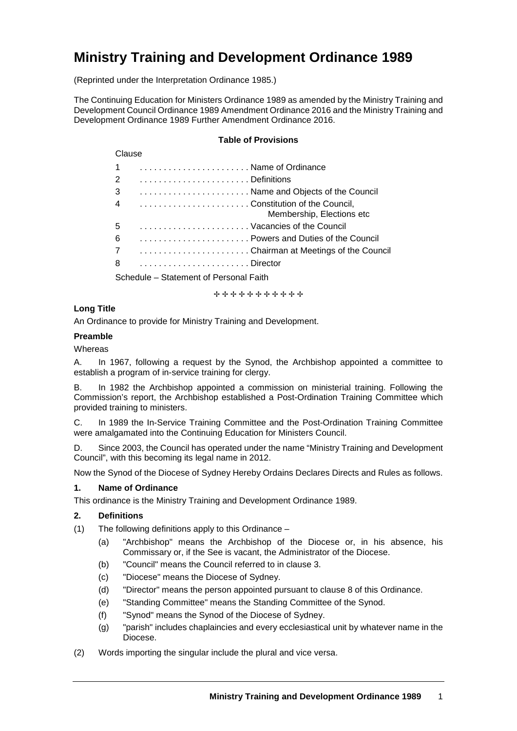# Ministry Training and Development Ordinance 1989

(Reprinted under the Interpretation Ordinance 1985.)

The Continuing Education for Ministers Ordinance 1989 as amended by the Ministry Training and Development Council Ordinance 1989 Amendment Ordinance 2016 and the Ministry Training and Development Ordinance 1989 Further Amendment Ordinance 2016.

**Table of Provisions**

Clause

1 . . . . . . . . . . . . . . . . . . . . . . . Name of Ordinance
2 . . . . . . . . . . . . . . . . . . . . . . . Definitions
3 . . . . . . . . . . . . . . . . . . . . . . . Name and Objects of the Council
4 . . . . . . . . . . . . . . . . . . . . . . . Constitution of the Council, Membership, Elections etc
5 . . . . . . . . . . . . . . . . . . . . . . . Vacancies of the Council
6 . . . . . . . . . . . . . . . . . . . . . . . Powers and Duties of the Council
7 . . . . . . . . . . . . . . . . . . . . . . . Chairman at Meetings of the Council
8 . . . . . . . . . . . . . . . . . . . . . . . Director

Schedule – Statement of Personal Faith

✣ ✣ ✣ ✣ ✣ ✣ ✣ ✣ ✣ ✣ ✣

**Long Title**

An Ordinance to provide for Ministry Training and Development.

**Preamble**

Whereas

A. In 1967, following a request by the Synod, the Archbishop appointed a committee to establish a program of in-service training for clergy.

B. In 1982 the Archbishop appointed a commission on ministerial training. Following the Commission's report, the Archbishop established a Post-Ordination Training Committee which provided training to ministers.

C. In 1989 the In-Service Training Committee and the Post-Ordination Training Committee were amalgamated into the Continuing Education for Ministers Council.

D. Since 2003, the Council has operated under the name "Ministry Training and Development Council", with this becoming its legal name in 2012.

Now the Synod of the Diocese of Sydney Hereby Ordains Declares Directs and Rules as follows.

**1. Name of Ordinance**

This ordinance is the Ministry Training and Development Ordinance 1989.

**2. Definitions**

(1) The following definitions apply to this Ordinance –

(a) "Archbishop" means the Archbishop of the Diocese or, in his absence, his Commissary or, if the See is vacant, the Administrator of the Diocese.

(b) "Council" means the Council referred to in clause 3.

(c) "Diocese" means the Diocese of Sydney.

(d) "Director" means the person appointed pursuant to clause 8 of this Ordinance.

(e) "Standing Committee" means the Standing Committee of the Synod.

(f) "Synod" means the Synod of the Diocese of Sydney.

(g) "parish" includes chaplaincies and every ecclesiastical unit by whatever name in the Diocese.

(2) Words importing the singular include the plural and vice versa.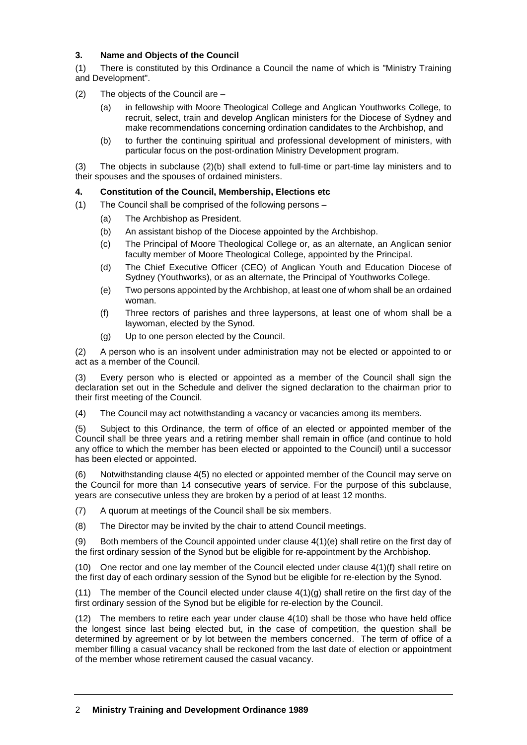### 3. Name and Objects of the Council

(1) There is constituted by this Ordinance a Council the name of which is "Ministry Training and Development".

(2) The objects of the Council are –

- (a) in fellowship with Moore Theological College and Anglican Youthworks College, to recruit, select, train and develop Anglican ministers for the Diocese of Sydney and make recommendations concerning ordination candidates to the Archbishop, and
- (b) to further the continuing spiritual and professional development of ministers, with particular focus on the post-ordination Ministry Development program.

(3) The objects in subclause (2)(b) shall extend to full-time or part-time lay ministers and to their spouses and the spouses of ordained ministers.

### 4. Constitution of the Council, Membership, Elections etc

(1) The Council shall be comprised of the following persons –

- (a) The Archbishop as President.
- (b) An assistant bishop of the Diocese appointed by the Archbishop.
- (c) The Principal of Moore Theological College or, as an alternate, an Anglican senior faculty member of Moore Theological College, appointed by the Principal.
- (d) The Chief Executive Officer (CEO) of Anglican Youth and Education Diocese of Sydney (Youthworks), or as an alternate, the Principal of Youthworks College.
- (e) Two persons appointed by the Archbishop, at least one of whom shall be an ordained woman.
- (f) Three rectors of parishes and three laypersons, at least one of whom shall be a laywoman, elected by the Synod.
- (g) Up to one person elected by the Council.

(2) A person who is an insolvent under administration may not be elected or appointed to or act as a member of the Council.

(3) Every person who is elected or appointed as a member of the Council shall sign the declaration set out in the Schedule and deliver the signed declaration to the chairman prior to their first meeting of the Council.

(4) The Council may act notwithstanding a vacancy or vacancies among its members.

(5) Subject to this Ordinance, the term of office of an elected or appointed member of the Council shall be three years and a retiring member shall remain in office (and continue to hold any office to which the member has been elected or appointed to the Council) until a successor has been elected or appointed.

(6) Notwithstanding clause 4(5) no elected or appointed member of the Council may serve on the Council for more than 14 consecutive years of service. For the purpose of this subclause, years are consecutive unless they are broken by a period of at least 12 months.

(7) A quorum at meetings of the Council shall be six members.

(8) The Director may be invited by the chair to attend Council meetings.

(9) Both members of the Council appointed under clause 4(1)(e) shall retire on the first day of the first ordinary session of the Synod but be eligible for re-appointment by the Archbishop.

(10) One rector and one lay member of the Council elected under clause 4(1)(f) shall retire on the first day of each ordinary session of the Synod but be eligible for re-election by the Synod.

(11) The member of the Council elected under clause 4(1)(g) shall retire on the first day of the first ordinary session of the Synod but be eligible for re-election by the Council.

(12) The members to retire each year under clause 4(10) shall be those who have held office the longest since last being elected but, in the case of competition, the question shall be determined by agreement or by lot between the members concerned. The term of office of a member filling a casual vacancy shall be reckoned from the last date of election or appointment of the member whose retirement caused the casual vacancy.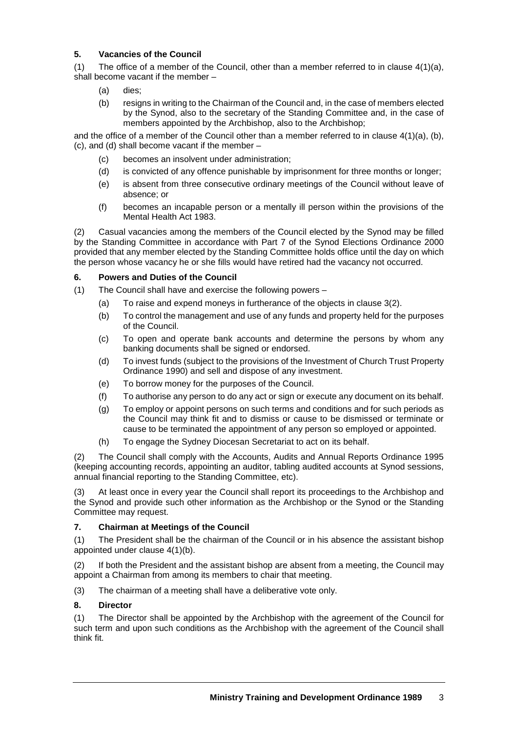### 5. Vacancies of the Council

(1) The office of a member of the Council, other than a member referred to in clause 4(1)(a), shall become vacant if the member –

- (a) dies;
- (b) resigns in writing to the Chairman of the Council and, in the case of members elected by the Synod, also to the secretary of the Standing Committee and, in the case of members appointed by the Archbishop, also to the Archbishop;

and the office of a member of the Council other than a member referred to in clause 4(1)(a), (b), (c), and (d) shall become vacant if the member –

- (c) becomes an insolvent under administration;
- (d) is convicted of any offence punishable by imprisonment for three months or longer;
- (e) is absent from three consecutive ordinary meetings of the Council without leave of absence; or
- (f) becomes an incapable person or a mentally ill person within the provisions of the Mental Health Act 1983.

(2) Casual vacancies among the members of the Council elected by the Synod may be filled by the Standing Committee in accordance with Part 7 of the Synod Elections Ordinance 2000 provided that any member elected by the Standing Committee holds office until the day on which the person whose vacancy he or she fills would have retired had the vacancy not occurred.

### 6. Powers and Duties of the Council

(1) The Council shall have and exercise the following powers –

- (a) To raise and expend moneys in furtherance of the objects in clause 3(2).
- (b) To control the management and use of any funds and property held for the purposes of the Council.
- (c) To open and operate bank accounts and determine the persons by whom any banking documents shall be signed or endorsed.
- (d) To invest funds (subject to the provisions of the Investment of Church Trust Property Ordinance 1990) and sell and dispose of any investment.
- (e) To borrow money for the purposes of the Council.
- (f) To authorise any person to do any act or sign or execute any document on its behalf.
- (g) To employ or appoint persons on such terms and conditions and for such periods as the Council may think fit and to dismiss or cause to be dismissed or terminate or cause to be terminated the appointment of any person so employed or appointed.
- (h) To engage the Sydney Diocesan Secretariat to act on its behalf.

(2) The Council shall comply with the Accounts, Audits and Annual Reports Ordinance 1995 (keeping accounting records, appointing an auditor, tabling audited accounts at Synod sessions, annual financial reporting to the Standing Committee, etc).

(3) At least once in every year the Council shall report its proceedings to the Archbishop and the Synod and provide such other information as the Archbishop or the Synod or the Standing Committee may request.

### 7. Chairman at Meetings of the Council

(1) The President shall be the chairman of the Council or in his absence the assistant bishop appointed under clause 4(1)(b).

(2) If both the President and the assistant bishop are absent from a meeting, the Council may appoint a Chairman from among its members to chair that meeting.

(3) The chairman of a meeting shall have a deliberative vote only.

### 8. Director

(1) The Director shall be appointed by the Archbishop with the agreement of the Council for such term and upon such conditions as the Archbishop with the agreement of the Council shall think fit.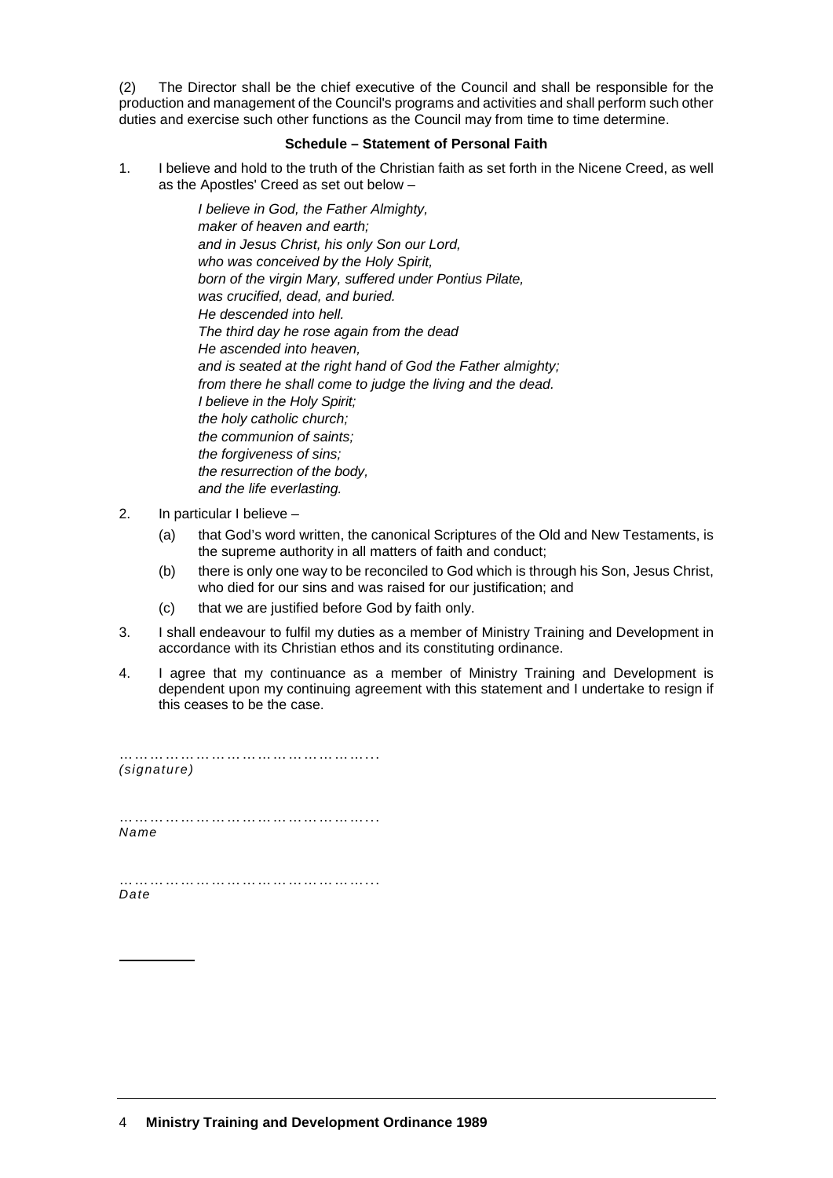(2) The Director shall be the chief executive of the Council and shall be responsible for the production and management of the Council's programs and activities and shall perform such other duties and exercise such other functions as the Council may from time to time determine.

### Schedule – Statement of Personal Faith

1. I believe and hold to the truth of the Christian faith as set forth in the Nicene Creed, as well as the Apostles' Creed as set out below –

   *I believe in God, the Father Almighty,*
   *maker of heaven and earth;*
   *and in Jesus Christ, his only Son our Lord,*
   *who was conceived by the Holy Spirit,*
   *born of the virgin Mary, suffered under Pontius Pilate,*
   *was crucified, dead, and buried.*
   *He descended into hell.*
   *The third day he rose again from the dead*
   *He ascended into heaven,*
   *and is seated at the right hand of God the Father almighty;*
   *from there he shall come to judge the living and the dead.*
   *I believe in the Holy Spirit;*
   *the holy catholic church;*
   *the communion of saints;*
   *the forgiveness of sins;*
   *the resurrection of the body,*
   *and the life everlasting.*

2. In particular I believe –
   - (a) that God's word written, the canonical Scriptures of the Old and New Testaments, is the supreme authority in all matters of faith and conduct;
   - (b) there is only one way to be reconciled to God which is through his Son, Jesus Christ, who died for our sins and was raised for our justification; and
   - (c) that we are justified before God by faith only.

3. I shall endeavour to fulfil my duties as a member of Ministry Training and Development in accordance with its Christian ethos and its constituting ordinance.

4. I agree that my continuance as a member of Ministry Training and Development is dependent upon my continuing agreement with this statement and I undertake to resign if this ceases to be the case.

…………………………………………….
*(signature)*

…………………………………………….
*Name*

…………………………………………….
*Date*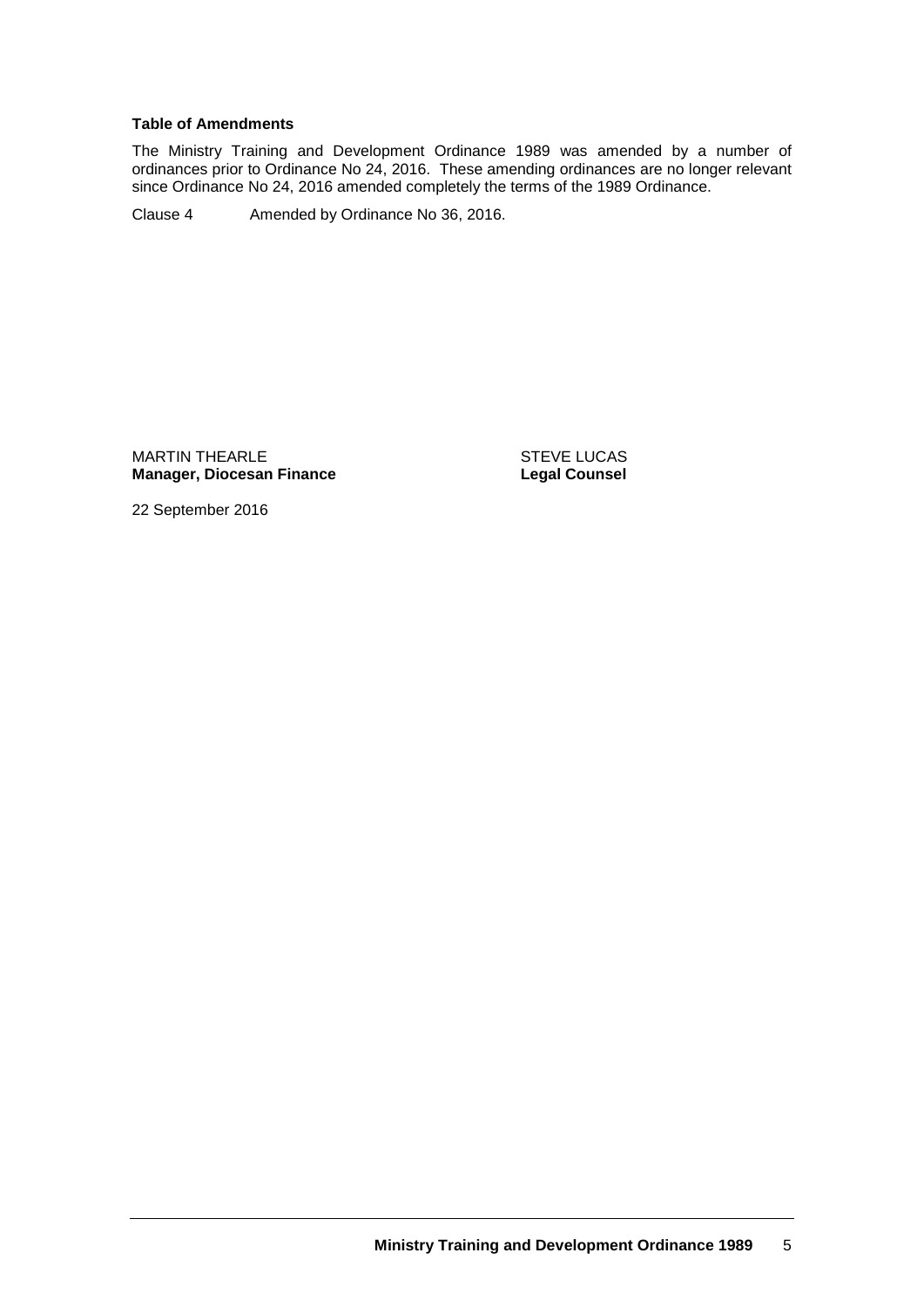**Table of Amendments**

The Ministry Training and Development Ordinance 1989 was amended by a number of ordinances prior to Ordinance No 24, 2016. These amending ordinances are no longer relevant since Ordinance No 24, 2016 amended completely the terms of the 1989 Ordinance.

| | |
|---|---|
| Clause 4 | Amended by Ordinance No 36, 2016. |

MARTIN THEARLE
**Manager, Diocesan Finance**

STEVE LUCAS
**Legal Counsel**

22 September 2016